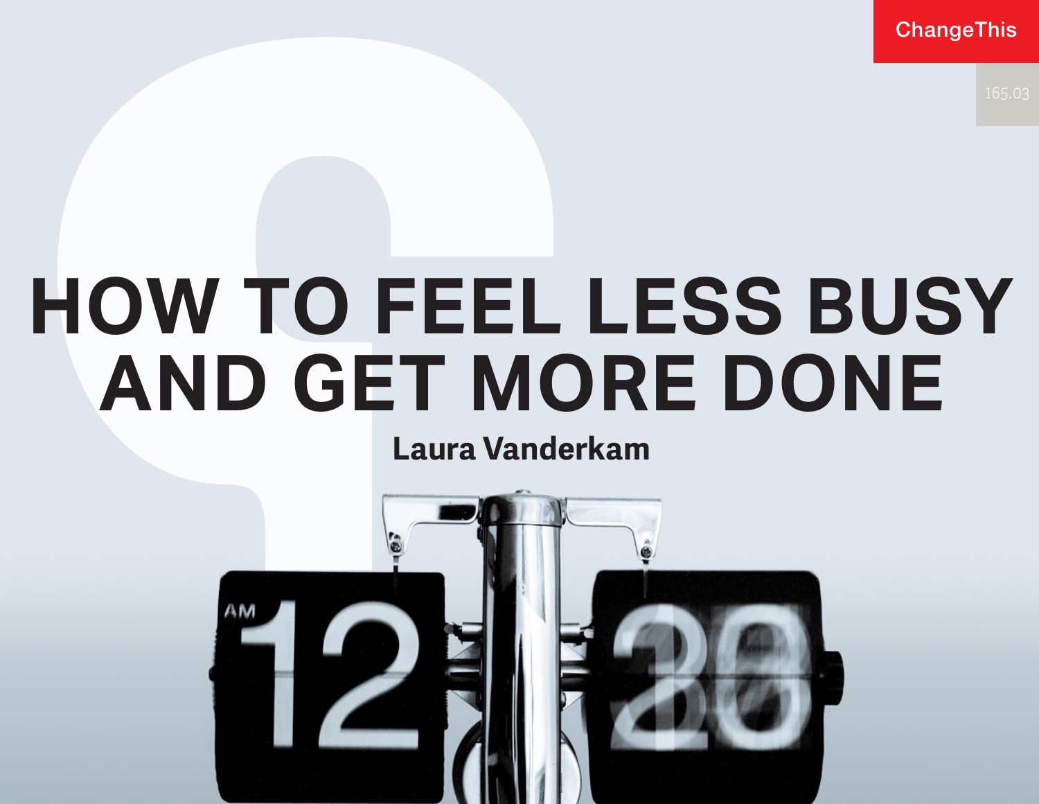ChangeThis

165.03

# HOW TO FEEL LESS BUSY AND GET MORE DONE

**Laura Vanderkam**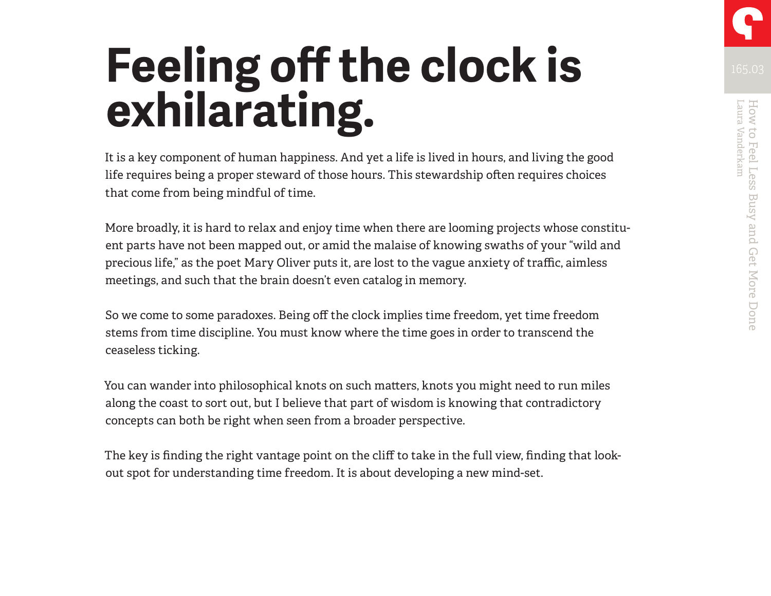# Feeling off the clock is exhilarating.

It is a key component of human happiness. And yet a life is lived in hours, and living the good life requires being a proper steward of those hours. This stewardship often requires choices that come from being mindful of time.

More broadly, it is hard to relax and enjoy time when there are looming projects whose constituent parts have not been mapped out, or amid the malaise of knowing swaths of your "wild and precious life," as the poet Mary Oliver puts it, are lost to the vague anxiety of traffic, aimless meetings, and such that the brain doesn't even catalog in memory.

So we come to some paradoxes. Being off the clock implies time freedom, yet time freedom stems from time discipline. You must know where the time goes in order to transcend the ceaseless ticking.

You can wander into philosophical knots on such matters, knots you might need to run miles along the coast to sort out, but I believe that part of wisdom is knowing that contradictory concepts can both be right when seen from a broader perspective.

The key is finding the right vantage point on the cliff to take in the full view, finding that lookout spot for understanding time freedom. It is about developing a new mind-set.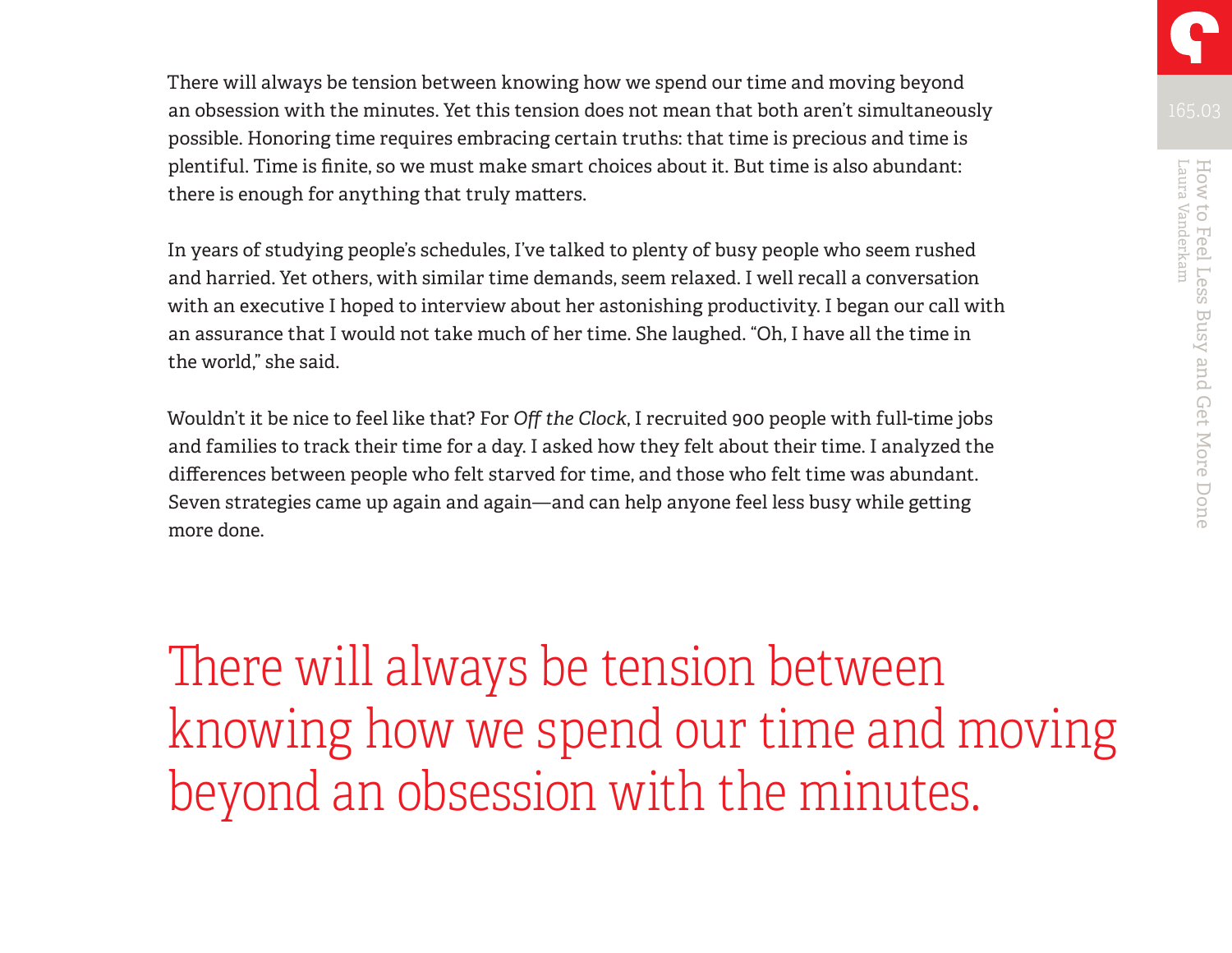There will always be tension between knowing how we spend our time and moving beyond an obsession with the minutes. Yet this tension does not mean that both aren't simultaneously possible. Honoring time requires embracing certain truths: that time is precious and time is plentiful. Time is finite, so we must make smart choices about it. But time is also abundant: there is enough for anything that truly matters.

In years of studying people's schedules, I've talked to plenty of busy people who seem rushed and harried. Yet others, with similar time demands, seem relaxed. I well recall a conversation with an executive I hoped to interview about her astonishing productivity. I began our call with an assurance that I would not take much of her time. She laughed. "Oh, I have all the time in the world," she said.

Wouldn't it be nice to feel like that? For *Off the Clock*, I recruited 900 people with full-time jobs and families to track their time for a day. I asked how they felt about their time. I analyzed the differences between people who felt starved for time, and those who felt time was abundant. Seven strategies came up again and again—and can help anyone feel less busy while getting more done.

> There will always be tension between knowing how we spend our time and moving beyond an obsession with the minutes.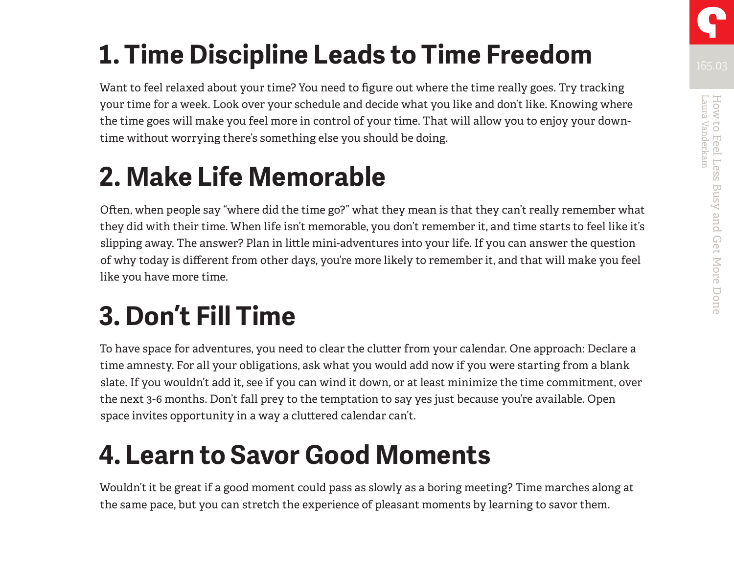# 1. Time Discipline Leads to Time Freedom

Want to feel relaxed about your time? You need to figure out where the time really goes. Try tracking your time for a week. Look over your schedule and decide what you like and don't like. Knowing where the time goes will make you feel more in control of your time. That will allow you to enjoy your down-time without worrying there's something else you should be doing.

# 2. Make Life Memorable

Often, when people say "where did the time go?" what they mean is that they can't really remember what they did with their time. When life isn't memorable, you don't remember it, and time starts to feel like it's slipping away. The answer? Plan in little mini-adventures into your life. If you can answer the question of why today is different from other days, you're more likely to remember it, and that will make you feel like you have more time.

# 3. Don't Fill Time

To have space for adventures, you need to clear the clutter from your calendar. One approach: Declare a time amnesty. For all your obligations, ask what you would add now if you were starting from a blank slate. If you wouldn't add it, see if you can wind it down, or at least minimize the time commitment, over the next 3-6 months. Don't fall prey to the temptation to say yes just because you're available. Open space invites opportunity in a way a cluttered calendar can't.

# 4. Learn to Savor Good Moments

Wouldn't it be great if a good moment could pass as slowly as a boring meeting? Time marches along at the same pace, but you can stretch the experience of pleasant moments by learning to savor them.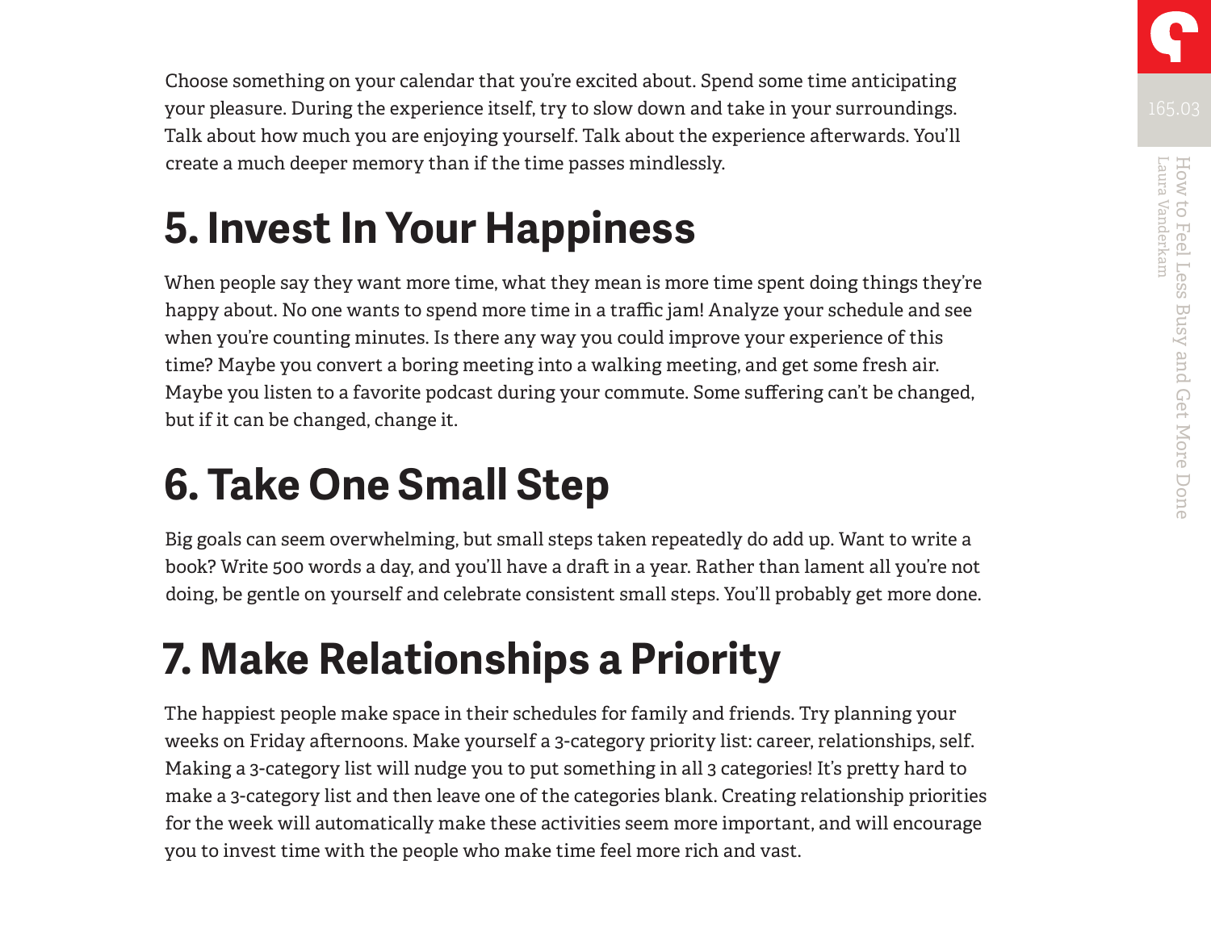Choose something on your calendar that you're excited about. Spend some time anticipating your pleasure. During the experience itself, try to slow down and take in your surroundings. Talk about how much you are enjoying yourself. Talk about the experience afterwards. You'll create a much deeper memory than if the time passes mindlessly.

## 5. Invest In Your Happiness

When people say they want more time, what they mean is more time spent doing things they're happy about. No one wants to spend more time in a traffic jam! Analyze your schedule and see when you're counting minutes. Is there any way you could improve your experience of this time? Maybe you convert a boring meeting into a walking meeting, and get some fresh air. Maybe you listen to a favorite podcast during your commute. Some suffering can't be changed, but if it can be changed, change it.

## 6. Take One Small Step

Big goals can seem overwhelming, but small steps taken repeatedly do add up. Want to write a book? Write 500 words a day, and you'll have a draft in a year. Rather than lament all you're not doing, be gentle on yourself and celebrate consistent small steps. You'll probably get more done.

## 7. Make Relationships a Priority

The happiest people make space in their schedules for family and friends. Try planning your weeks on Friday afternoons. Make yourself a 3-category priority list: career, relationships, self. Making a 3-category list will nudge you to put something in all 3 categories! It's pretty hard to make a 3-category list and then leave one of the categories blank. Creating relationship priorities for the week will automatically make these activities seem more important, and will encourage you to invest time with the people who make time feel more rich and vast.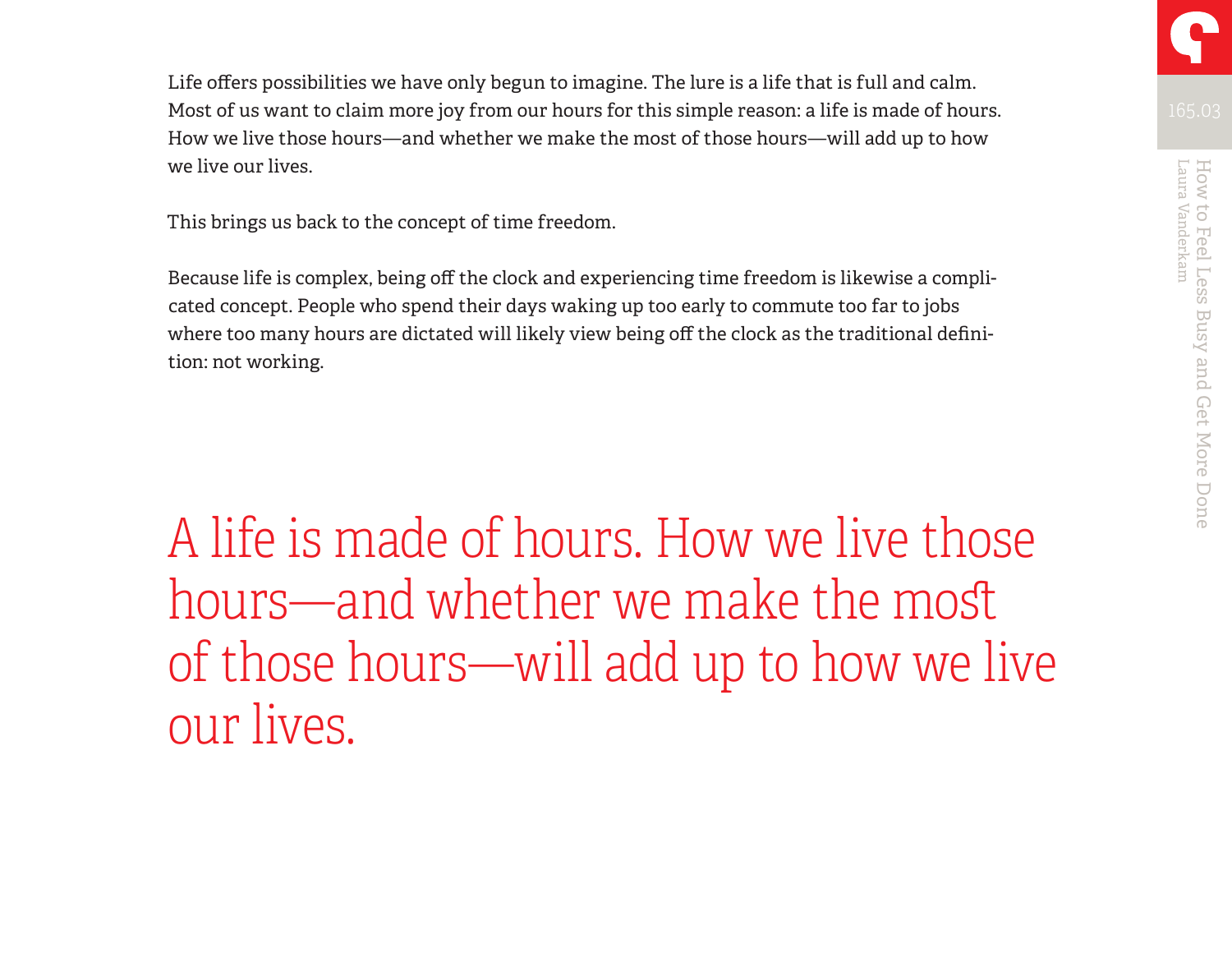Life offers possibilities we have only begun to imagine. The lure is a life that is full and calm. Most of us want to claim more joy from our hours for this simple reason: a life is made of hours. How we live those hours—and whether we make the most of those hours—will add up to how we live our lives.

This brings us back to the concept of time freedom.

Because life is complex, being off the clock and experiencing time freedom is likewise a complicated concept. People who spend their days waking up too early to commute too far to jobs where too many hours are dictated will likely view being off the clock as the traditional definition: not working.

> A life is made of hours. How we live those hours—and whether we make the most of those hours—will add up to how we live our lives.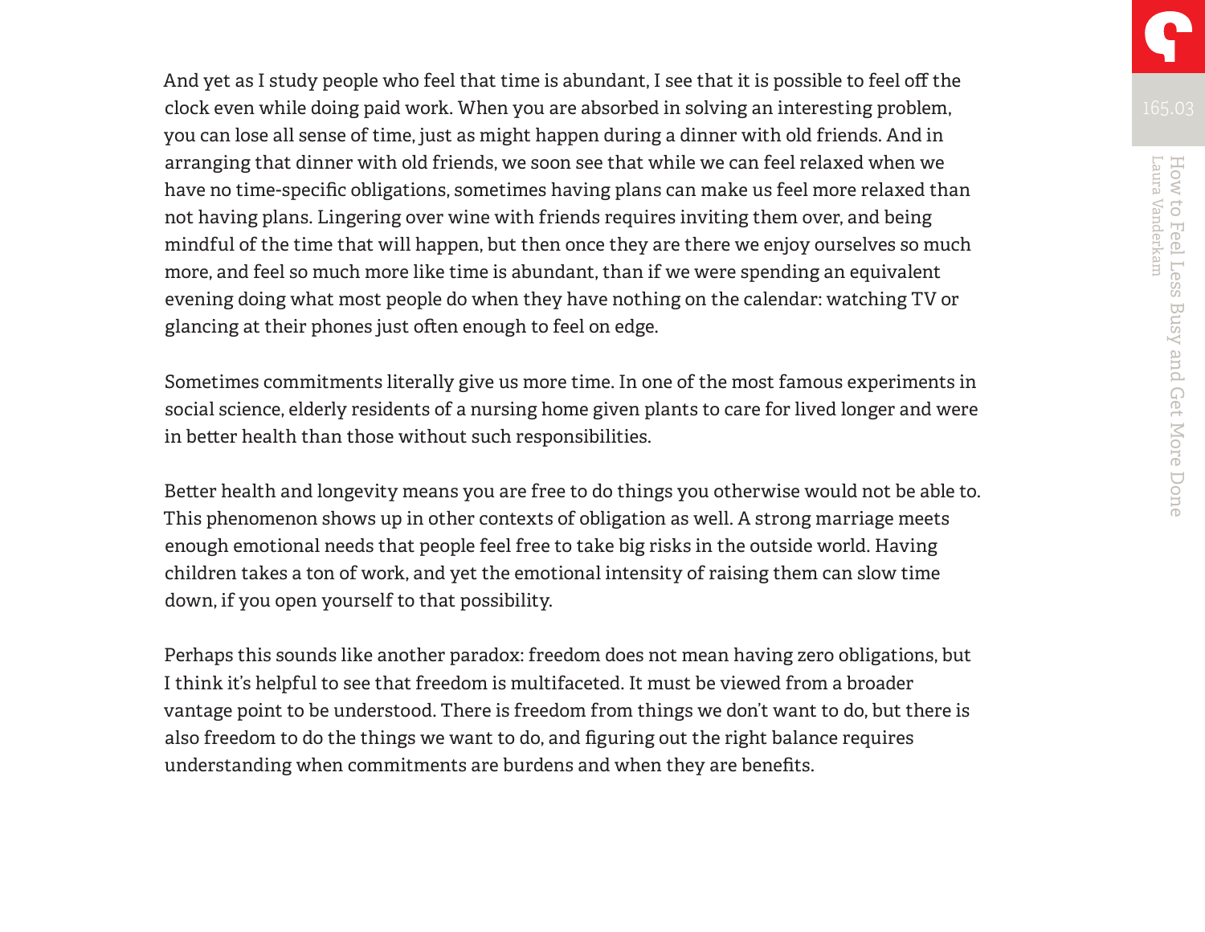And yet as I study people who feel that time is abundant, I see that it is possible to feel off the clock even while doing paid work. When you are absorbed in solving an interesting problem, you can lose all sense of time, just as might happen during a dinner with old friends. And in arranging that dinner with old friends, we soon see that while we can feel relaxed when we have no time-specific obligations, sometimes having plans can make us feel more relaxed than not having plans. Lingering over wine with friends requires inviting them over, and being mindful of the time that will happen, but then once they are there we enjoy ourselves so much more, and feel so much more like time is abundant, than if we were spending an equivalent evening doing what most people do when they have nothing on the calendar: watching TV or glancing at their phones just often enough to feel on edge.

Sometimes commitments literally give us more time. In one of the most famous experiments in social science, elderly residents of a nursing home given plants to care for lived longer and were in better health than those without such responsibilities.

Better health and longevity means you are free to do things you otherwise would not be able to. This phenomenon shows up in other contexts of obligation as well. A strong marriage meets enough emotional needs that people feel free to take big risks in the outside world. Having children takes a ton of work, and yet the emotional intensity of raising them can slow time down, if you open yourself to that possibility.

Perhaps this sounds like another paradox: freedom does not mean having zero obligations, but I think it's helpful to see that freedom is multifaceted. It must be viewed from a broader vantage point to be understood. There is freedom from things we don't want to do, but there is also freedom to do the things we want to do, and figuring out the right balance requires understanding when commitments are burdens and when they are benefits.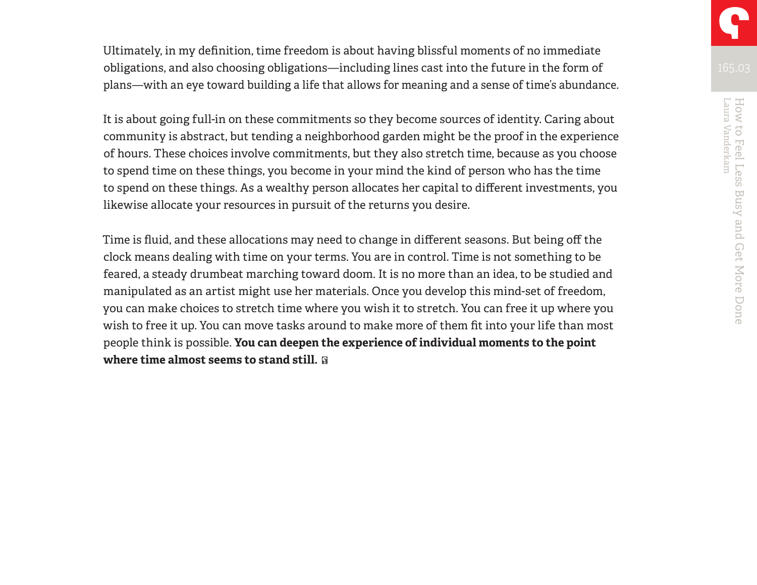Ultimately, in my definition, time freedom is about having blissful moments of no immediate obligations, and also choosing obligations—including lines cast into the future in the form of plans—with an eye toward building a life that allows for meaning and a sense of time's abundance.

It is about going full-in on these commitments so they become sources of identity. Caring about community is abstract, but tending a neighborhood garden might be the proof in the experience of hours. These choices involve commitments, but they also stretch time, because as you choose to spend time on these things, you become in your mind the kind of person who has the time to spend on these things. As a wealthy person allocates her capital to different investments, you likewise allocate your resources in pursuit of the returns you desire.

Time is fluid, and these allocations may need to change in different seasons. But being off the clock means dealing with time on your terms. You are in control. Time is not something to be feared, a steady drumbeat marching toward doom. It is no more than an idea, to be studied and manipulated as an artist might use her materials. Once you develop this mind-set of freedom, you can make choices to stretch time where you wish it to stretch. You can free it up where you wish to free it up. You can move tasks around to make more of them fit into your life than most people think is possible. **You can deepen the experience of individual moments to the point where time almost seems to stand still.**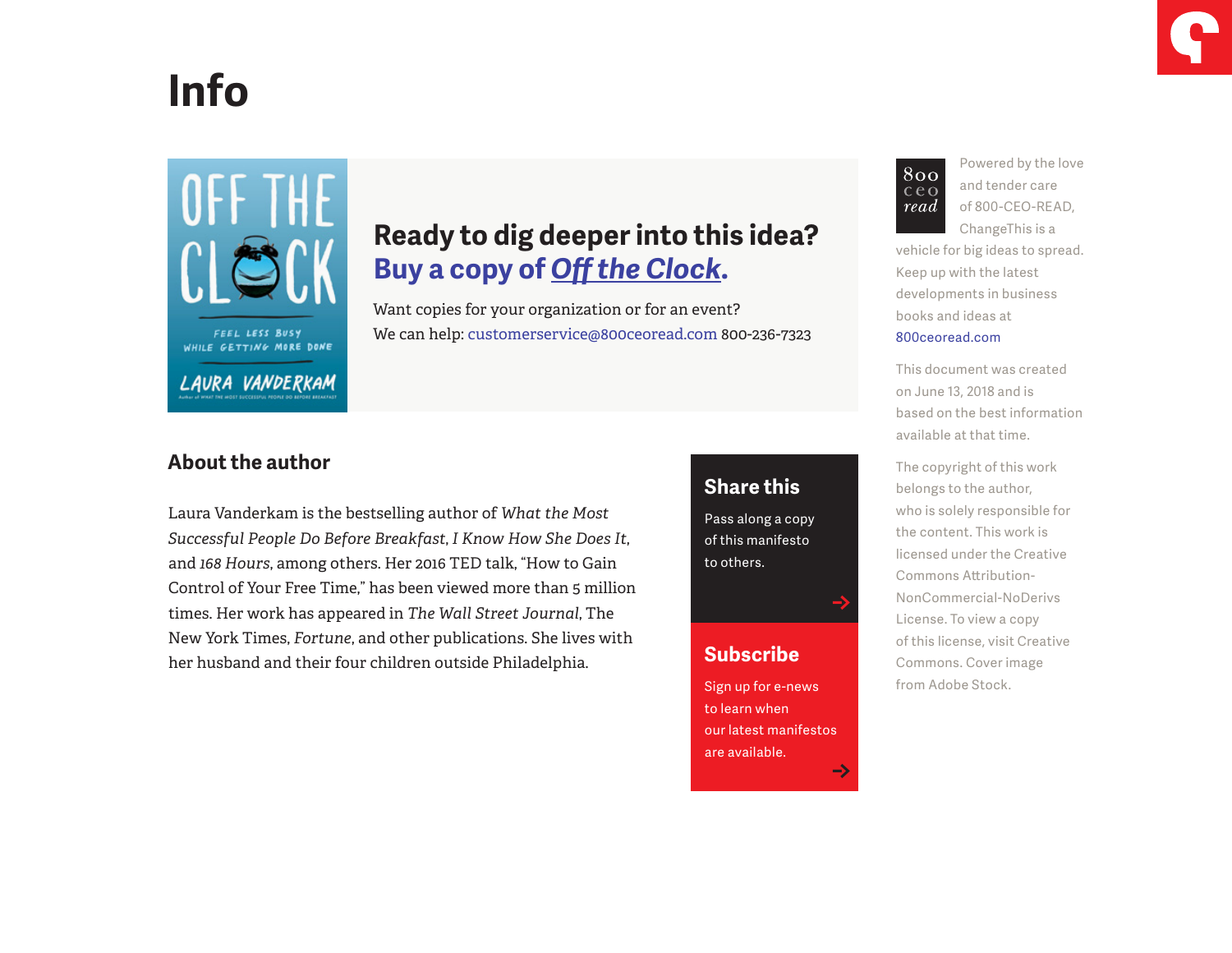# Info

## Ready to dig deeper into this idea?

## Buy a copy of *Off the Clock*.

Want copies for your organization or for an event?
We can help: customerservice@800ceoread.com 800-236-7323

### About the author

Laura Vanderkam is the bestselling author of *What the Most Successful People Do Before Breakfast*, *I Know How She Does It*, and *168 Hours*, among others. Her 2016 TED talk, "How to Gain Control of Your Free Time," has been viewed more than 5 million times. Her work has appeared in *The Wall Street Journal*, The New York Times, *Fortune*, and other publications. She lives with her husband and their four children outside Philadelphia.

### Share this

Pass along a copy of this manifesto to others.

### Subscribe

Sign up for e-news to learn when our latest manifestos are available.

Powered by the love and tender care of 800-CEO-READ, ChangeThis is a vehicle for big ideas to spread. Keep up with the latest developments in business books and ideas at 800ceoread.com

This document was created on June 13, 2018 and is based on the best information available at that time.

The copyright of this work belongs to the author, who is solely responsible for the content. This work is licensed under the Creative Commons Attribution-NonCommercial-NoDerivs License. To view a copy of this license, visit Creative Commons. Cover image from Adobe Stock.